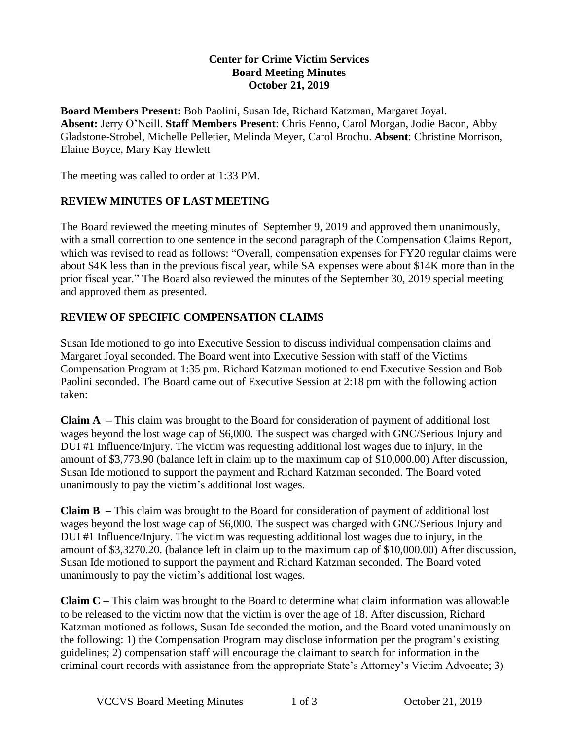**Center for Crime Victim Services**
**Board Meeting Minutes**
**October 21, 2019**

**Board Members Present:** Bob Paolini, Susan Ide, Richard Katzman, Margaret Joyal. **Absent:** Jerry O'Neill. **Staff Members Present**: Chris Fenno, Carol Morgan, Jodie Bacon, Abby Gladstone-Strobel, Michelle Pelletier, Melinda Meyer, Carol Brochu. **Absent**: Christine Morrison, Elaine Boyce, Mary Kay Hewlett

The meeting was called to order at 1:33 PM.

## REVIEW MINUTES OF LAST MEETING

The Board reviewed the meeting minutes of September 9, 2019 and approved them unanimously, with a small correction to one sentence in the second paragraph of the Compensation Claims Report, which was revised to read as follows: "Overall, compensation expenses for FY20 regular claims were about $4K less than in the previous fiscal year, while SA expenses were about $14K more than in the prior fiscal year." The Board also reviewed the minutes of the September 30, 2019 special meeting and approved them as presented.

## REVIEW OF SPECIFIC COMPENSATION CLAIMS

Susan Ide motioned to go into Executive Session to discuss individual compensation claims and Margaret Joyal seconded. The Board went into Executive Session with staff of the Victims Compensation Program at 1:35 pm. Richard Katzman motioned to end Executive Session and Bob Paolini seconded. The Board came out of Executive Session at 2:18 pm with the following action taken:

**Claim A** – This claim was brought to the Board for consideration of payment of additional lost wages beyond the lost wage cap of $6,000. The suspect was charged with GNC/Serious Injury and DUI #1 Influence/Injury. The victim was requesting additional lost wages due to injury, in the amount of $3,773.90 (balance left in claim up to the maximum cap of $10,000.00) After discussion, Susan Ide motioned to support the payment and Richard Katzman seconded. The Board voted unanimously to pay the victim's additional lost wages.

**Claim B** – This claim was brought to the Board for consideration of payment of additional lost wages beyond the lost wage cap of $6,000. The suspect was charged with GNC/Serious Injury and DUI #1 Influence/Injury. The victim was requesting additional lost wages due to injury, in the amount of $3,3270.20. (balance left in claim up to the maximum cap of $10,000.00) After discussion, Susan Ide motioned to support the payment and Richard Katzman seconded. The Board voted unanimously to pay the victim's additional lost wages.

**Claim C** – This claim was brought to the Board to determine what claim information was allowable to be released to the victim now that the victim is over the age of 18. After discussion, Richard Katzman motioned as follows, Susan Ide seconded the motion, and the Board voted unanimously on the following: 1) the Compensation Program may disclose information per the program's existing guidelines; 2) compensation staff will encourage the claimant to search for information in the criminal court records with assistance from the appropriate State's Attorney's Victim Advocate; 3)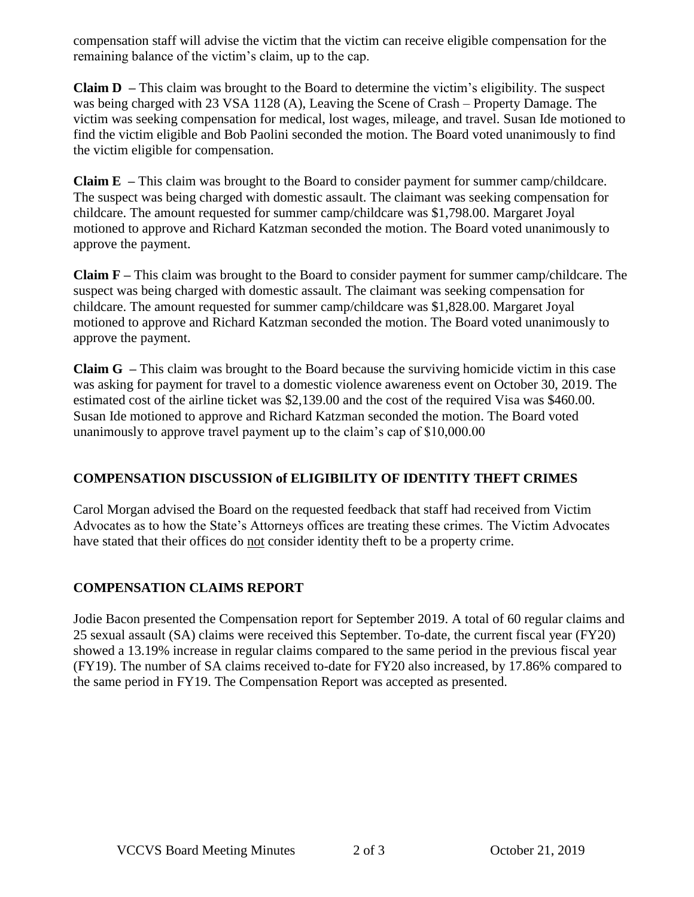compensation staff will advise the victim that the victim can receive eligible compensation for the remaining balance of the victim's claim, up to the cap.

**Claim D** – This claim was brought to the Board to determine the victim's eligibility. The suspect was being charged with 23 VSA 1128 (A), Leaving the Scene of Crash – Property Damage. The victim was seeking compensation for medical, lost wages, mileage, and travel. Susan Ide motioned to find the victim eligible and Bob Paolini seconded the motion. The Board voted unanimously to find the victim eligible for compensation.

**Claim E** – This claim was brought to the Board to consider payment for summer camp/childcare. The suspect was being charged with domestic assault. The claimant was seeking compensation for childcare. The amount requested for summer camp/childcare was $1,798.00. Margaret Joyal motioned to approve and Richard Katzman seconded the motion. The Board voted unanimously to approve the payment.

**Claim F** – This claim was brought to the Board to consider payment for summer camp/childcare. The suspect was being charged with domestic assault. The claimant was seeking compensation for childcare. The amount requested for summer camp/childcare was $1,828.00. Margaret Joyal motioned to approve and Richard Katzman seconded the motion. The Board voted unanimously to approve the payment.

**Claim G** – This claim was brought to the Board because the surviving homicide victim in this case was asking for payment for travel to a domestic violence awareness event on October 30, 2019. The estimated cost of the airline ticket was $2,139.00 and the cost of the required Visa was $460.00. Susan Ide motioned to approve and Richard Katzman seconded the motion. The Board voted unanimously to approve travel payment up to the claim's cap of $10,000.00

## COMPENSATION DISCUSSION of ELIGIBILITY OF IDENTITY THEFT CRIMES

Carol Morgan advised the Board on the requested feedback that staff had received from Victim Advocates as to how the State's Attorneys offices are treating these crimes. The Victim Advocates have stated that their offices do <u>not</u> consider identity theft to be a property crime.

## COMPENSATION CLAIMS REPORT

Jodie Bacon presented the Compensation report for September 2019. A total of 60 regular claims and 25 sexual assault (SA) claims were received this September. To-date, the current fiscal year (FY20) showed a 13.19% increase in regular claims compared to the same period in the previous fiscal year (FY19). The number of SA claims received to-date for FY20 also increased, by 17.86% compared to the same period in FY19. The Compensation Report was accepted as presented.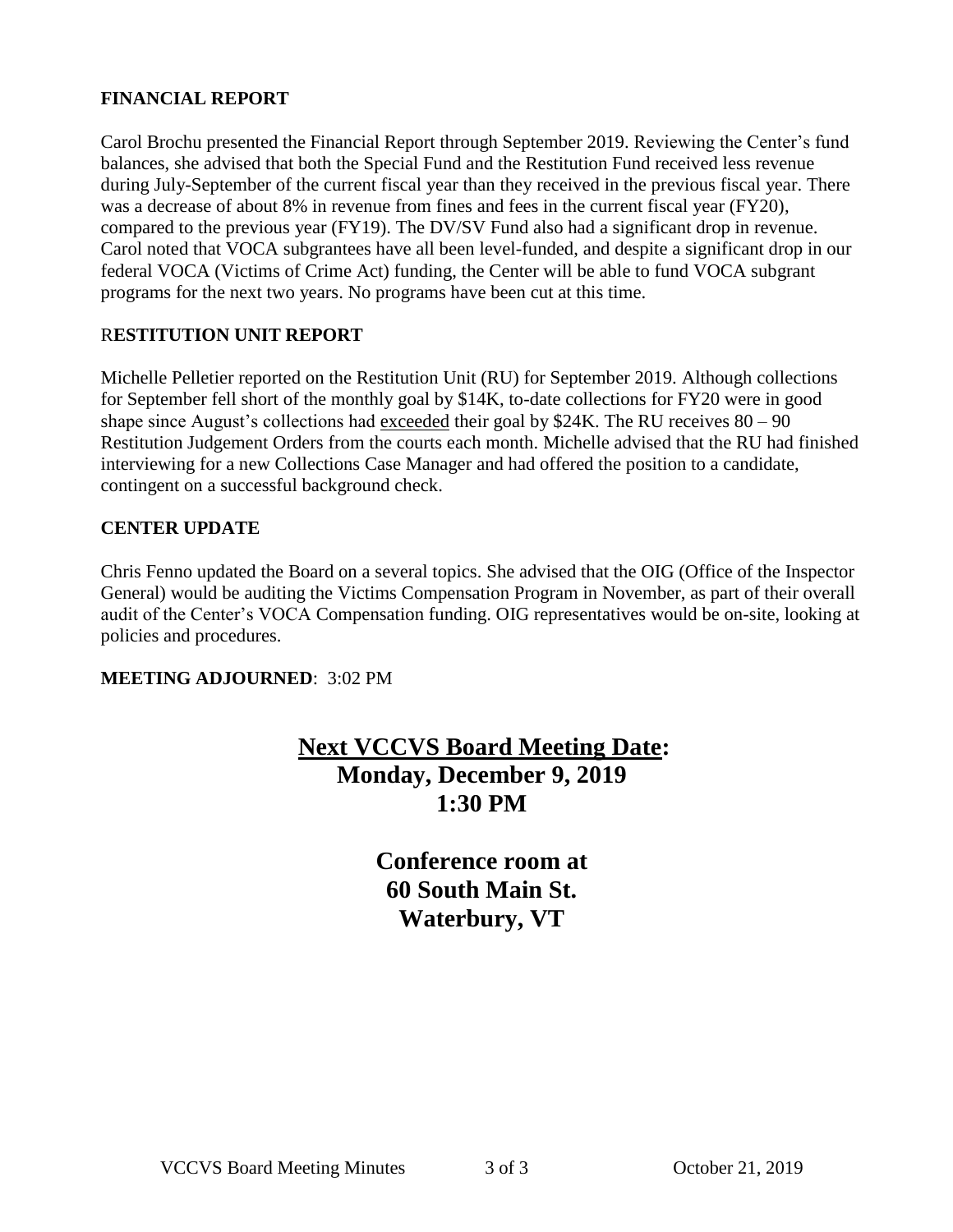**FINANCIAL REPORT**

Carol Brochu presented the Financial Report through September 2019. Reviewing the Center's fund balances, she advised that both the Special Fund and the Restitution Fund received less revenue during July-September of the current fiscal year than they received in the previous fiscal year. There was a decrease of about 8% in revenue from fines and fees in the current fiscal year (FY20), compared to the previous year (FY19). The DV/SV Fund also had a significant drop in revenue. Carol noted that VOCA subgrantees have all been level-funded, and despite a significant drop in our federal VOCA (Victims of Crime Act) funding, the Center will be able to fund VOCA subgrant programs for the next two years. No programs have been cut at this time.

**RESTITUTION UNIT REPORT**

Michelle Pelletier reported on the Restitution Unit (RU) for September 2019. Although collections for September fell short of the monthly goal by $14K, to-date collections for FY20 were in good shape since August's collections had exceeded their goal by $24K. The RU receives 80 – 90 Restitution Judgement Orders from the courts each month. Michelle advised that the RU had finished interviewing for a new Collections Case Manager and had offered the position to a candidate, contingent on a successful background check.

**CENTER UPDATE**

Chris Fenno updated the Board on a several topics. She advised that the OIG (Office of the Inspector General) would be auditing the Victims Compensation Program in November, as part of their overall audit of the Center's VOCA Compensation funding. OIG representatives would be on-site, looking at policies and procedures.

**MEETING ADJOURNED**: 3:02 PM

**Next VCCVS Board Meeting Date:**
**Monday, December 9, 2019**
**1:30 PM**

**Conference room at**
**60 South Main St.**
**Waterbury, VT**